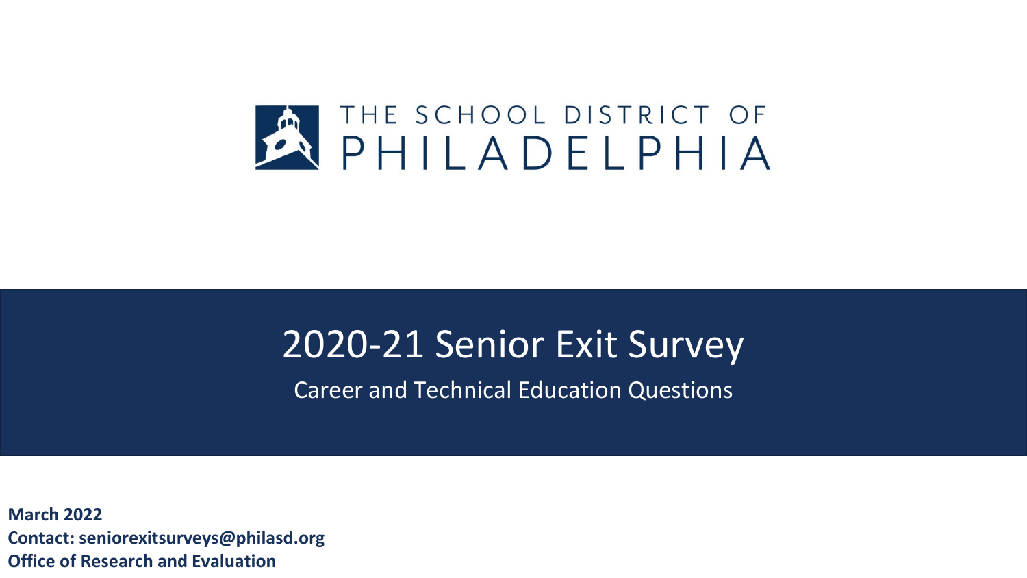THE SCHOOL DISTRICT OF
PHILADELPHIA

# 2020-21 Senior Exit Survey

Career and Technical Education Questions

**March 2022**
**Contact: seniorexitsurveys@philasd.org**
**Office of Research and Evaluation**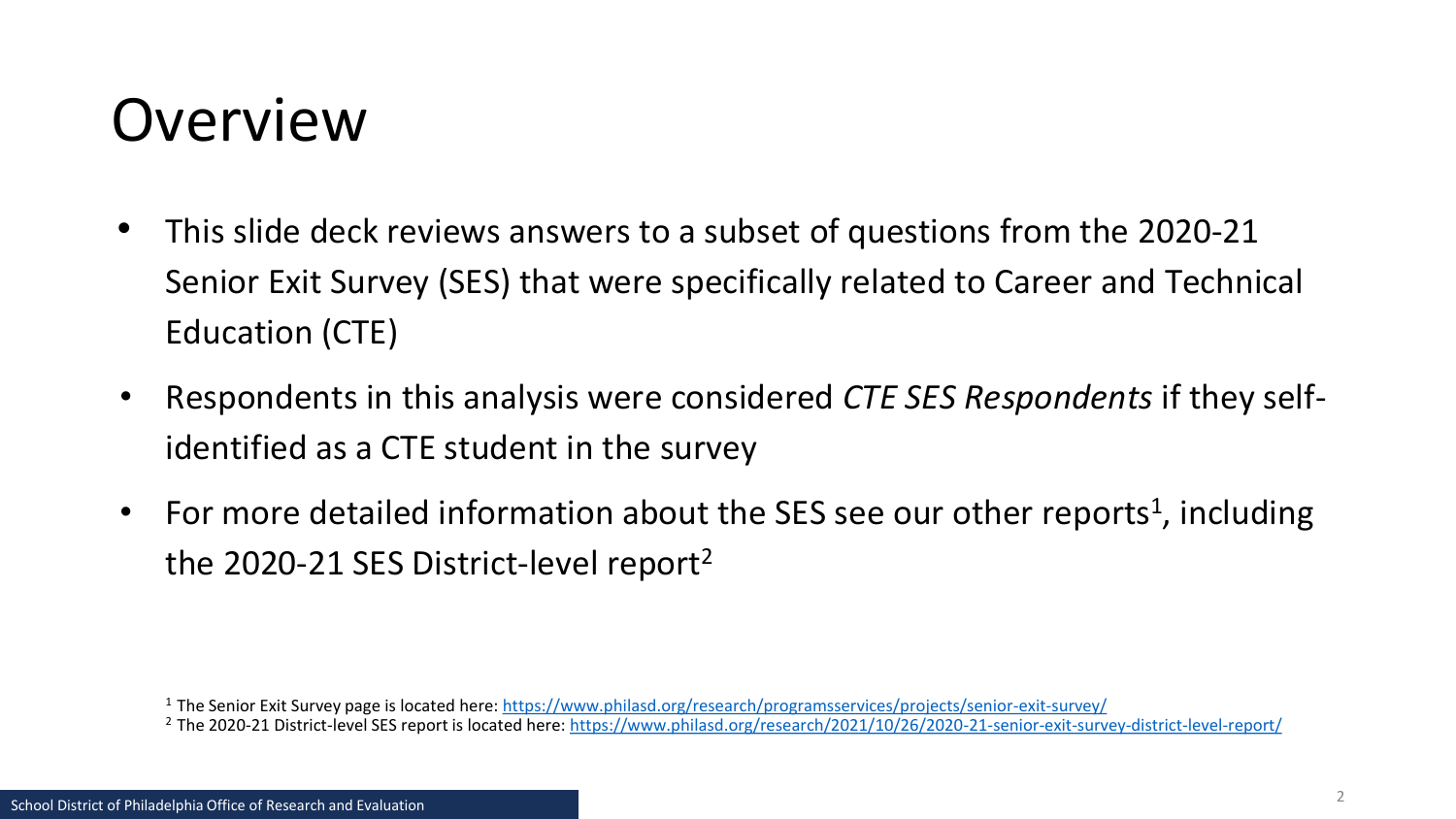# Overview

- This slide deck reviews answers to a subset of questions from the 2020-21 Senior Exit Survey (SES) that were specifically related to Career and Technical Education (CTE)
- Respondents in this analysis were considered *CTE SES Respondents* if they self-identified as a CTE student in the survey
- For more detailed information about the SES see our other reports[1], including the 2020-21 SES District-level report[2]

[1] The Senior Exit Survey page is located here: https://www.philasd.org/research/programsservices/projects/senior-exit-survey/

[2] The 2020-21 District-level SES report is located here: https://www.philasd.org/research/2021/10/26/2020-21-senior-exit-survey-district-level-report/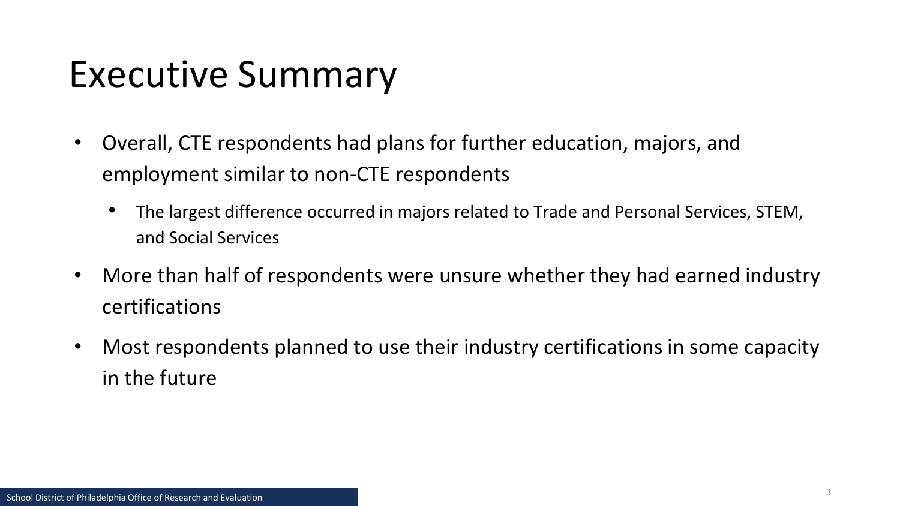# Executive Summary

- Overall, CTE respondents had plans for further education, majors, and employment similar to non-CTE respondents
  - The largest difference occurred in majors related to Trade and Personal Services, STEM, and Social Services
- More than half of respondents were unsure whether they had earned industry certifications
- Most respondents planned to use their industry certifications in some capacity in the future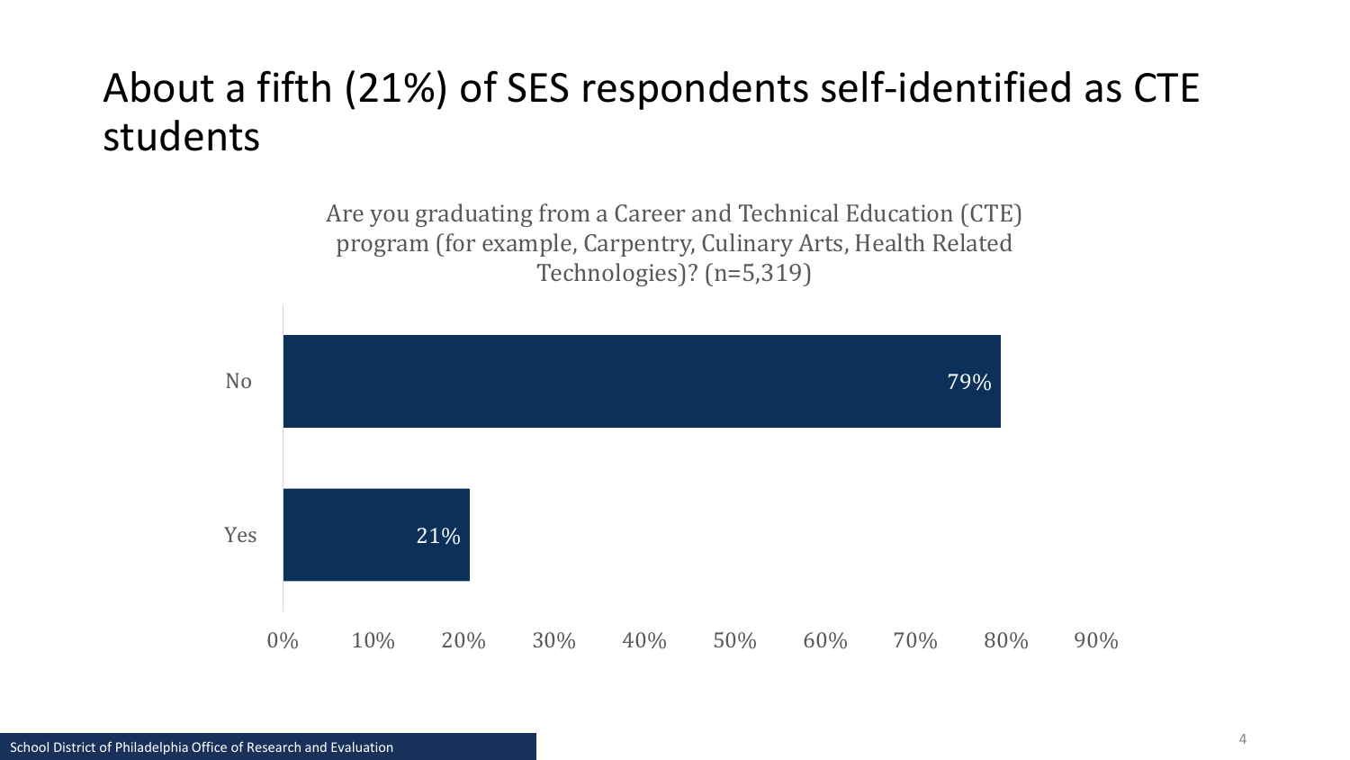# About a fifth (21%) of SES respondents self-identified as CTE students

Are you graduating from a Career and Technical Education (CTE) program (for example, Carpentry, Culinary Arts, Health Related Technologies)? (n=5,319)

No
79%

Yes
21%

0% 10% 20% 30% 40% 50% 60% 70% 80% 90%

School District of Philadelphia Office of Research and Evaluation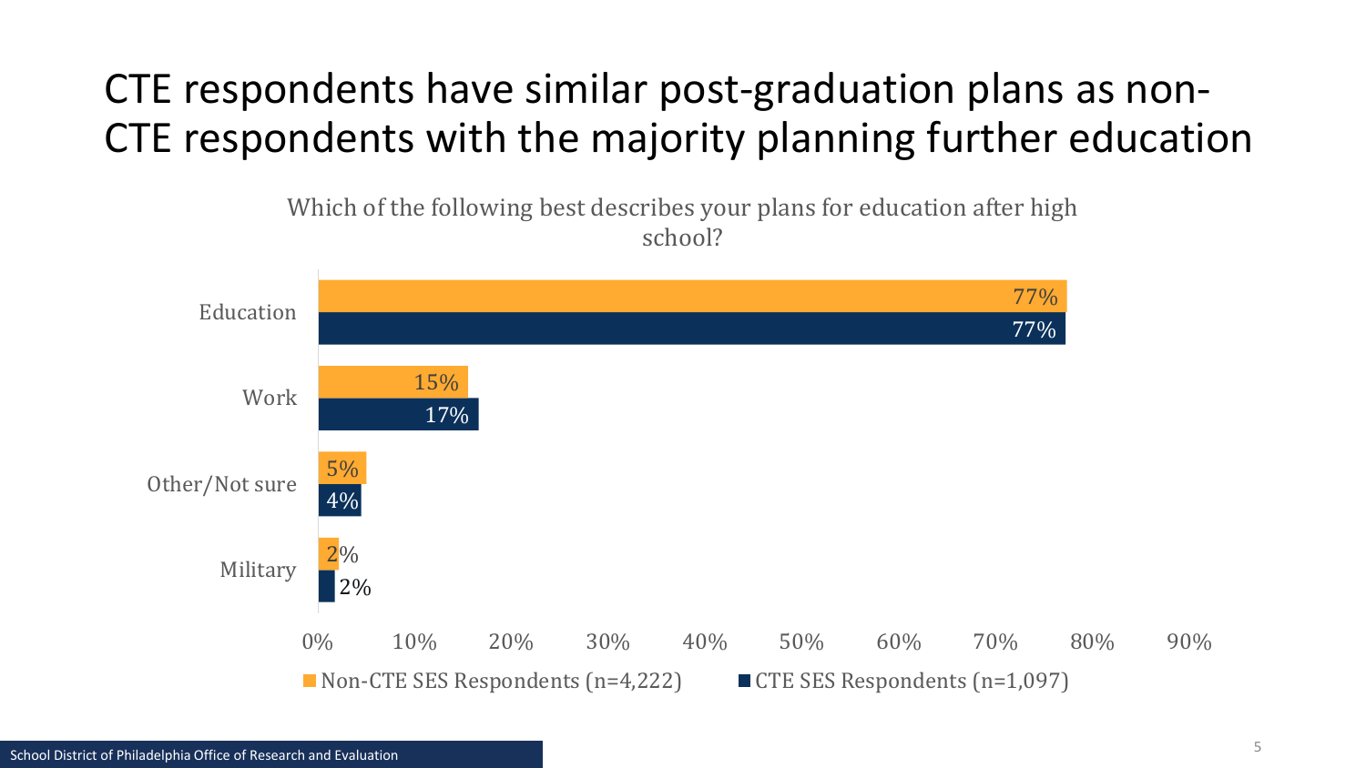# CTE respondents have similar post-graduation plans as non-CTE respondents with the majority planning further education

Which of the following best describes your plans for education after high school?

Education
77%
77%

Work
15%
17%

Other/Not sure
5%
4%

Military
2%
2%

0% 10% 20% 30% 40% 50% 60% 70% 80% 90%

Non-CTE SES Respondents (n=4,222)
CTE SES Respondents (n=1,097)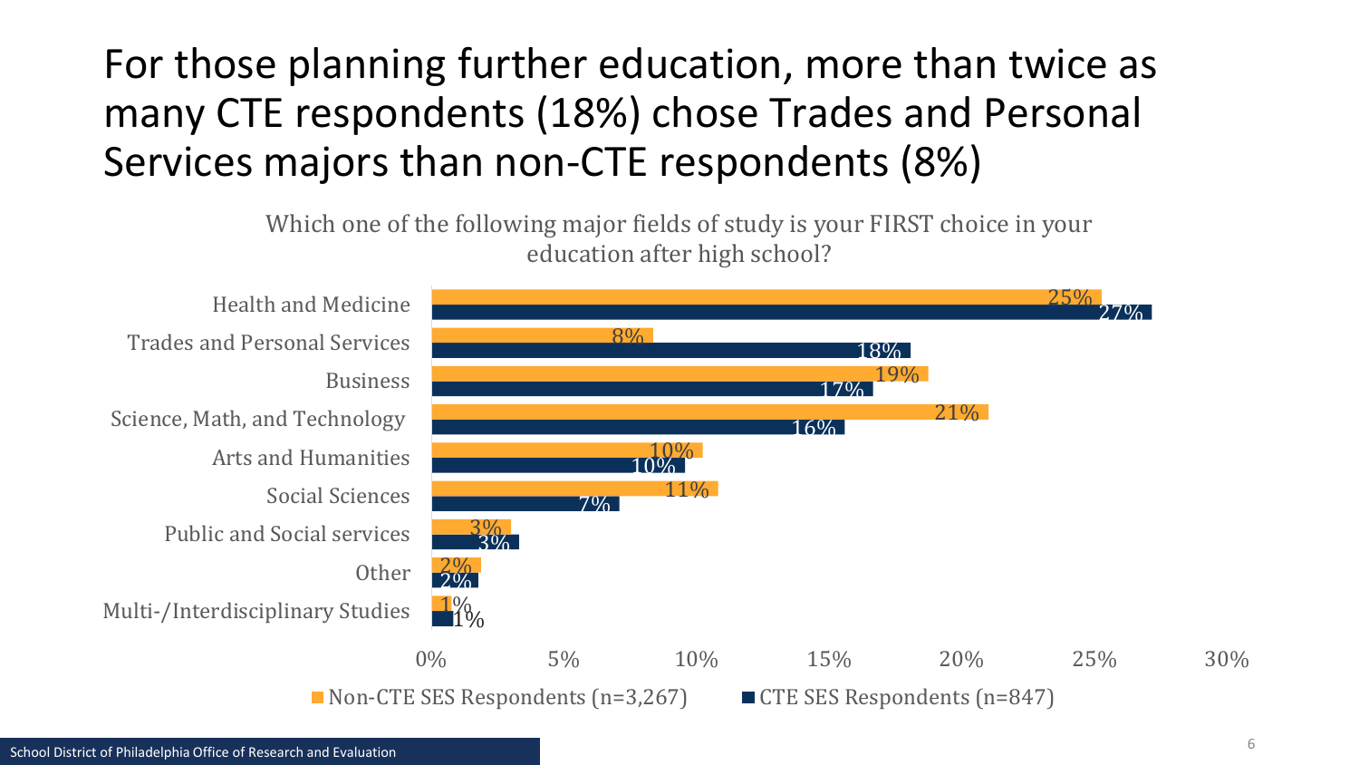# For those planning further education, more than twice as many CTE respondents (18%) chose Trades and Personal Services majors than non-CTE respondents (8%)

Which one of the following major fields of study is your FIRST choice in your education after high school?

Health and Medicine
25%
27%

Trades and Personal Services
8%
18%

Business
19%
17%

Science, Math, and Technology
21%
16%

Arts and Humanities
10%
10%

Social Sciences
11%
7%

Public and Social services
3%
3%

Other
2%
2%

Multi-/Interdisciplinary Studies
1%
1%

0% 5% 10% 15% 20% 25% 30%

Non-CTE SES Respondents (n=3,267)
CTE SES Respondents (n=847)

School District of Philadelphia Office of Research and Evaluation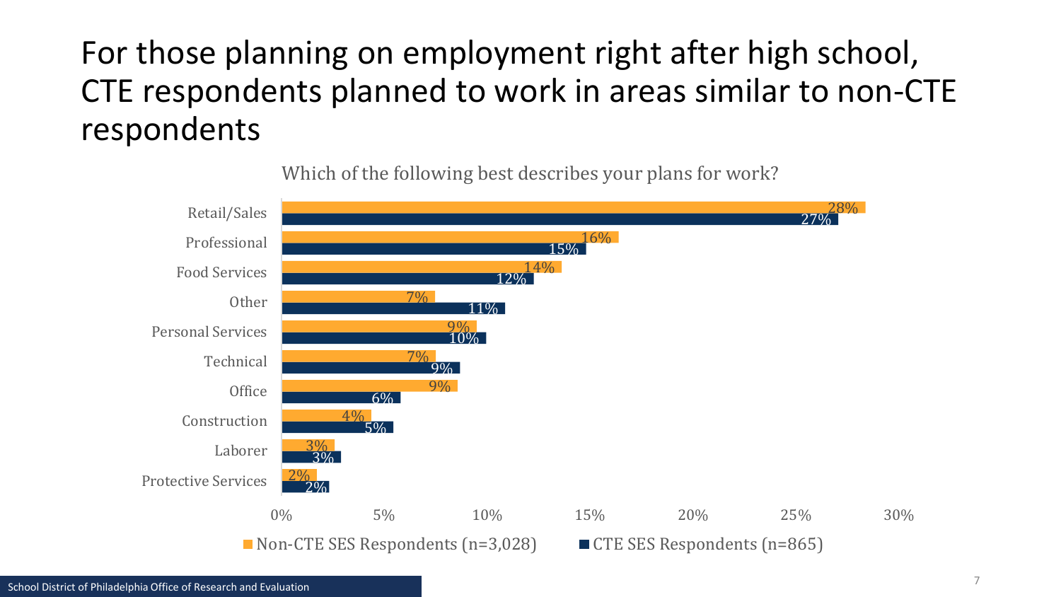# For those planning on employment right after high school, CTE respondents planned to work in areas similar to non-CTE respondents

Which of the following best describes your plans for work?

Retail/Sales 28% 27%

Professional 16% 15%

Food Services 14% 12%

Other 7% 11%

Personal Services 9% 10%

Technical 7% 9%

Office 9% 6%

Construction 4% 5%

Laborer 3% 3%

Protective Services 2% 2%

0% 5% 10% 15% 20% 25% 30%

Non-CTE SES Respondents (n=3,028)

CTE SES Respondents (n=865)

School District of Philadelphia Office of Research and Evaluation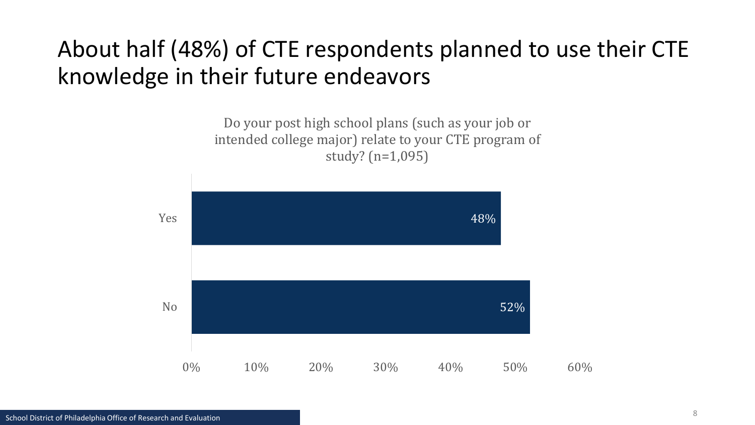# About half (48%) of CTE respondents planned to use their CTE knowledge in their future endeavors

Do your post high school plans (such as your job or intended college major) relate to your CTE program of study? (n=1,095)

Yes

48%

No

52%

0%
10%
20%
30%
40%
50%
60%

School District of Philadelphia Office of Research and Evaluation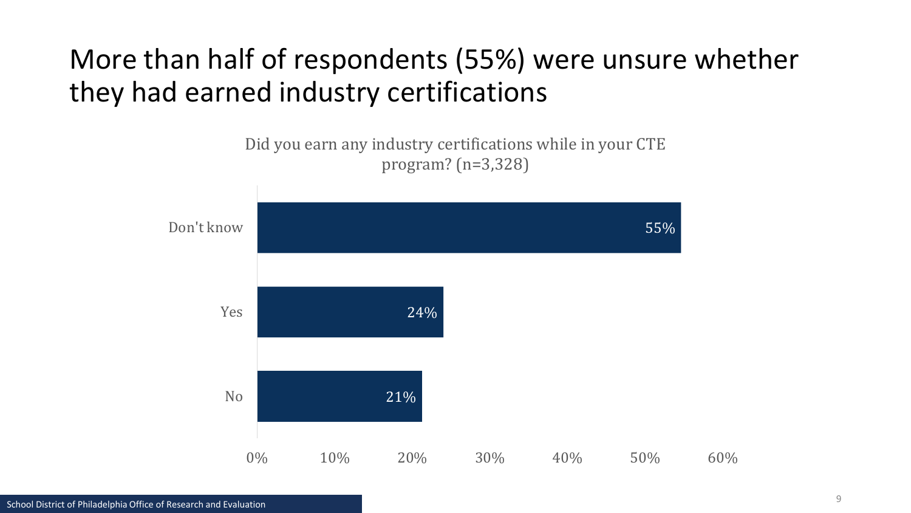# More than half of respondents (55%) were unsure whether they had earned industry certifications

Did you earn any industry certifications while in your CTE program? (n=3,328)

Don't know
55%

Yes
24%

No
21%

0%
10%
20%
30%
40%
50%
60%

School District of Philadelphia Office of Research and Evaluation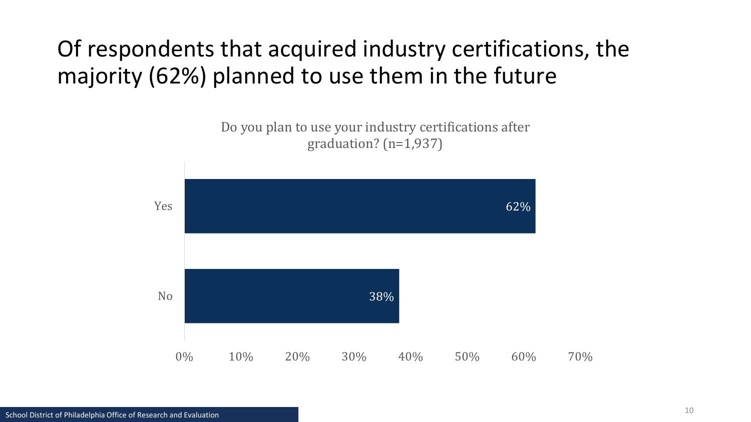# Of respondents that acquired industry certifications, the majority (62%) planned to use them in the future

Do you plan to use your industry certifications after graduation? (n=1,937)

Yes

62%

No

38%

0%
10%
20%
30%
40%
50%
60%
70%

School District of Philadelphia Office of Research and Evaluation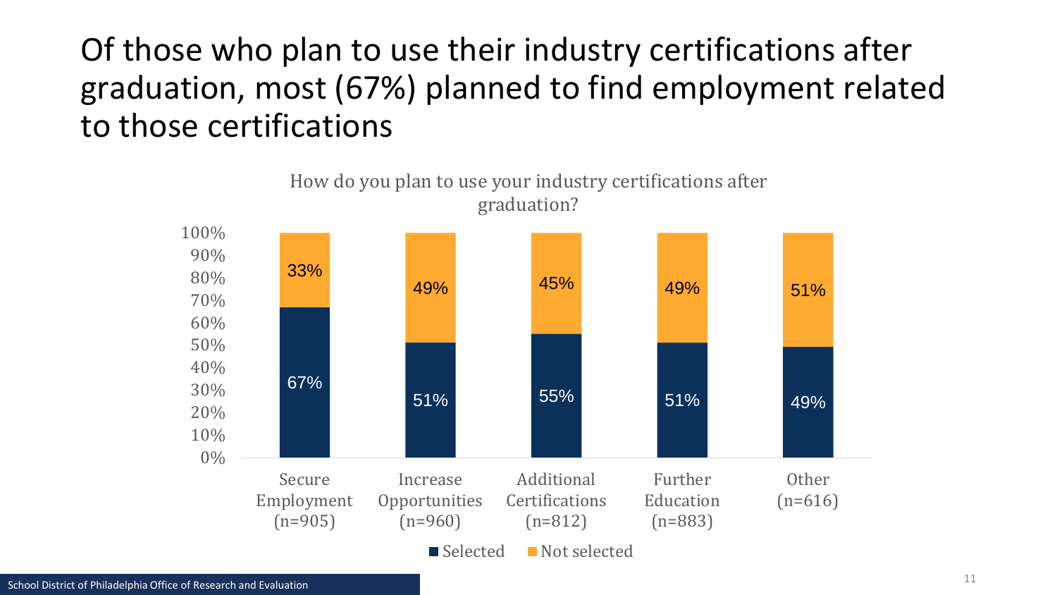# Of those who plan to use their industry certifications after graduation, most (67%) planned to find employment related to those certifications

How do you plan to use your industry certifications after graduation?

100%
90%
80%
70%
60%
50%
40%
30%
20%
10%
0%

Secure Employment (n=905): 67%, 33%

Increase Opportunities (n=960): 51%, 49%

Additional Certifications (n=812): 55%, 45%

Further Education (n=883): 51%, 49%

Other (n=616): 49%, 51%

Selected
Not selected

School District of Philadelphia Office of Research and Evaluation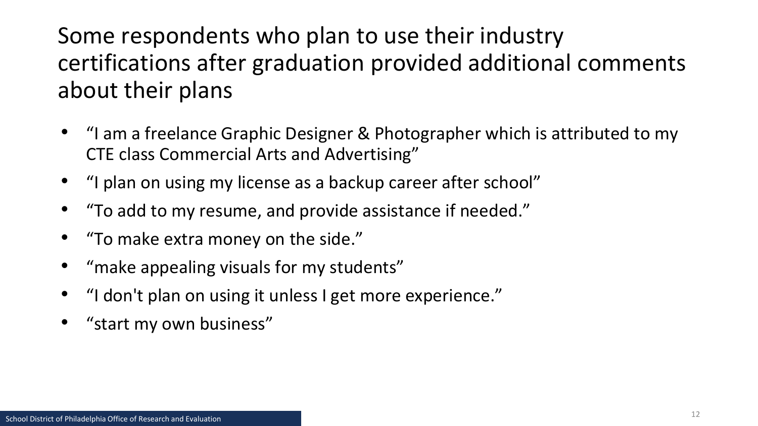# Some respondents who plan to use their industry certifications after graduation provided additional comments about their plans

- “I am a freelance Graphic Designer & Photographer which is attributed to my CTE class Commercial Arts and Advertising”
- “I plan on using my license as a backup career after school”
- “To add to my resume, and provide assistance if needed.”
- “To make extra money on the side.”
- “make appealing visuals for my students”
- “I don't plan on using it unless I get more experience.”
- “start my own business”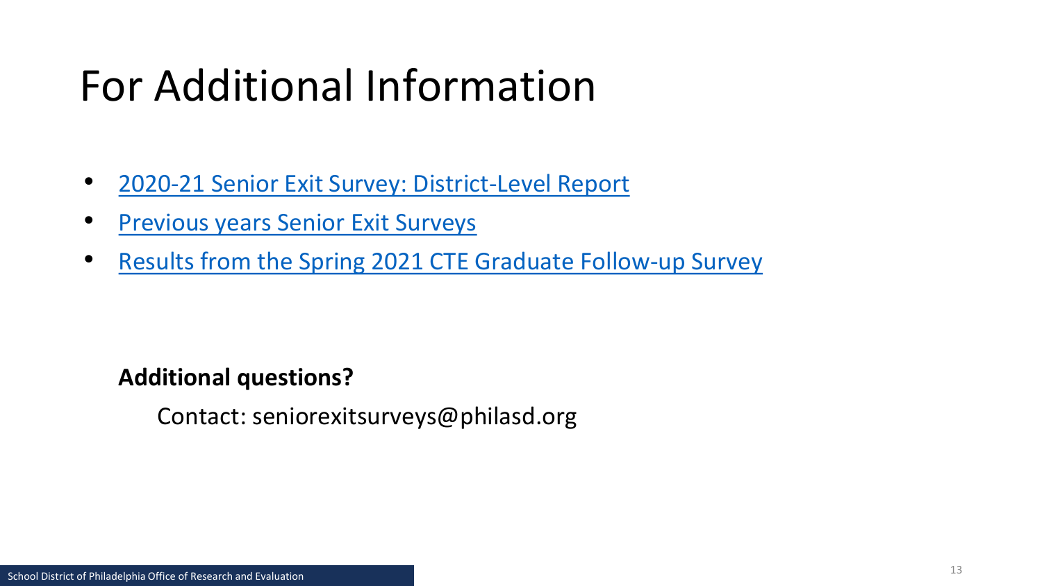# For Additional Information

- 2020-21 Senior Exit Survey: District-Level Report
- Previous years Senior Exit Surveys
- Results from the Spring 2021 CTE Graduate Follow-up Survey

**Additional questions?**

Contact: seniorexitsurveys@philasd.org